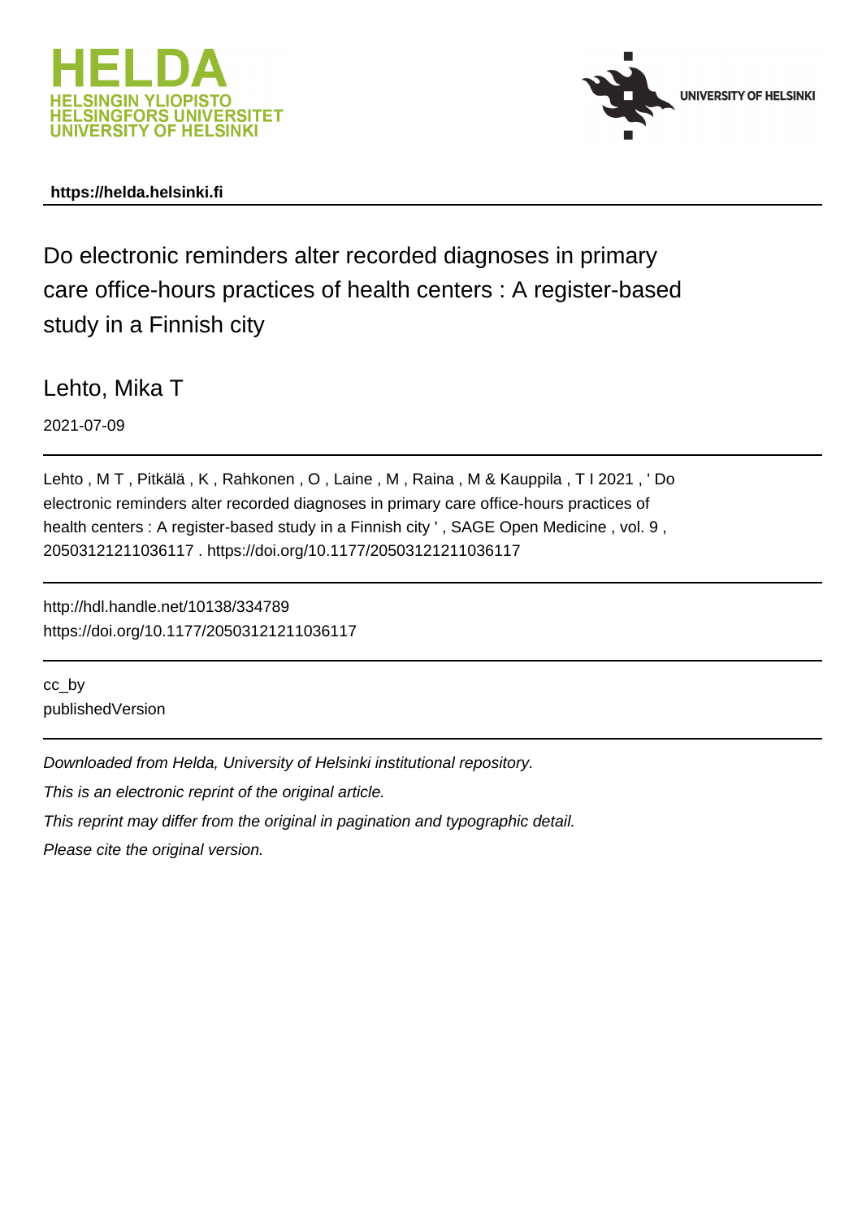HELDA
HELSINGIN YLIOPISTO
HELSINGFORS UNIVERSITET
UNIVERSITY OF HELSINKI

UNIVERSITY OF HELSINKI

**https://helda.helsinki.fi**

# Do electronic reminders alter recorded diagnoses in primary care office-hours practices of health centers : A register-based study in a Finnish city

Lehto, Mika T

2021-07-09

Lehto , M T , Pitkälä , K , Rahkonen , O , Laine , M , Raina , M & Kauppila , T I 2021 , ' Do electronic reminders alter recorded diagnoses in primary care office-hours practices of health centers : A register-based study in a Finnish city ' , SAGE Open Medicine , vol. 9 , 20503121211036117 . https://doi.org/10.1177/20503121211036117

http://hdl.handle.net/10138/334789
https://doi.org/10.1177/20503121211036117

cc_by
publishedVersion

*Downloaded from Helda, University of Helsinki institutional repository.*

*This is an electronic reprint of the original article.*

*This reprint may differ from the original in pagination and typographic detail.*

*Please cite the original version.*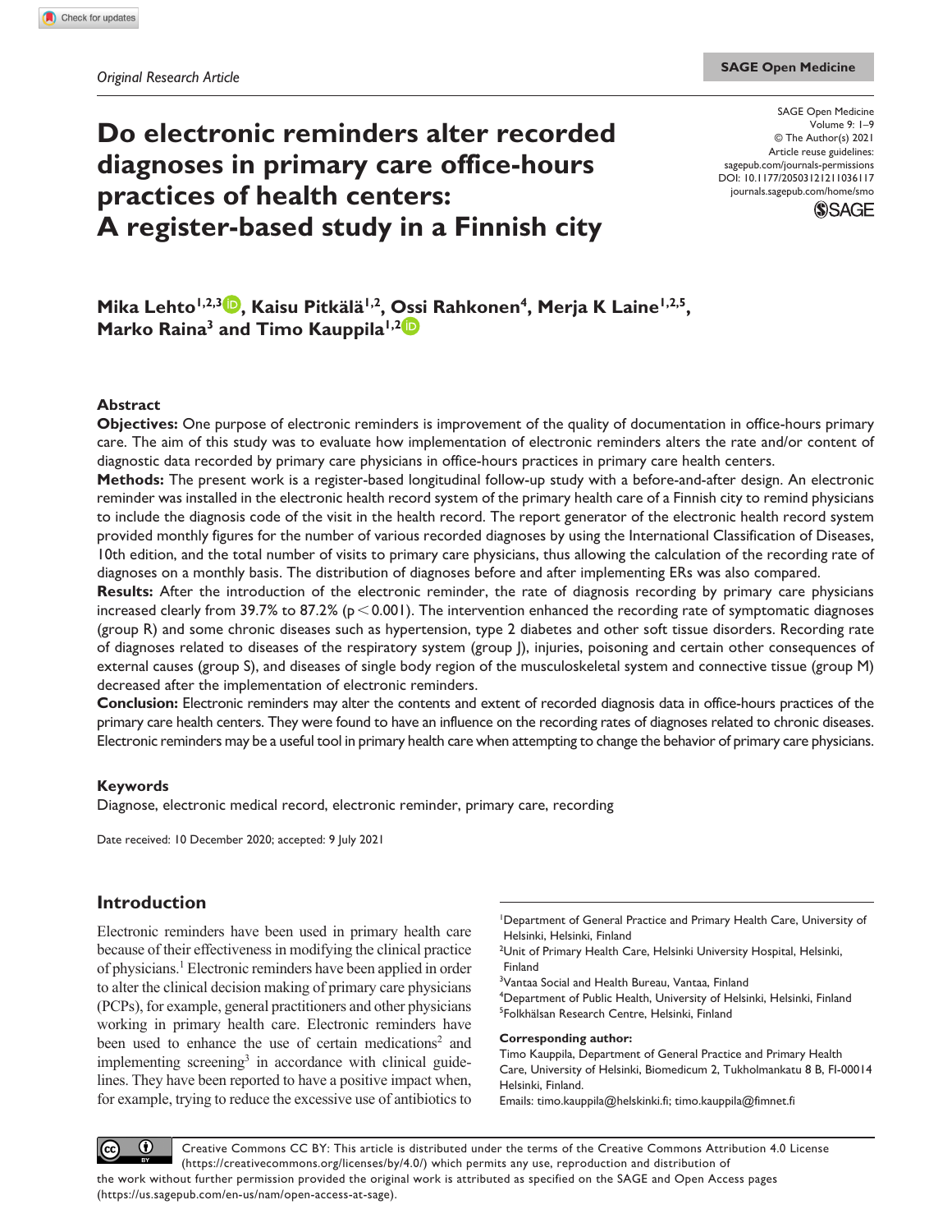Original Research Article

# Do electronic reminders alter recorded diagnoses in primary care office-hours practices of health centers: A register-based study in a Finnish city

**Mika Lehto[1,2,3], Kaisu Pitkälä[1,2], Ossi Rahkonen[4], Merja K Laine[1,2,5], Marko Raina[3] and Timo Kauppila[1,2]**

SAGE Open Medicine
Volume 9: 1–9
© The Author(s) 2021
Article reuse guidelines:
sagepub.com/journals-permissions
DOI: 10.1177/20503121211036117
journals.sagepub.com/home/smo

## Abstract

**Objectives:** One purpose of electronic reminders is improvement of the quality of documentation in office-hours primary care. The aim of this study was to evaluate how implementation of electronic reminders alters the rate and/or content of diagnostic data recorded by primary care physicians in office-hours practices in primary care health centers.

**Methods:** The present work is a register-based longitudinal follow-up study with a before-and-after design. An electronic reminder was installed in the electronic health record system of the primary health care of a Finnish city to remind physicians to include the diagnosis code of the visit in the health record. The report generator of the electronic health record system provided monthly figures for the number of various recorded diagnoses by using the International Classification of Diseases, 10th edition, and the total number of visits to primary care physicians, thus allowing the calculation of the recording rate of diagnoses on a monthly basis. The distribution of diagnoses before and after implementing ERs was also compared.

**Results:** After the introduction of the electronic reminder, the rate of diagnosis recording by primary care physicians increased clearly from 39.7% to 87.2% ($p < 0.001$). The intervention enhanced the recording rate of symptomatic diagnoses (group R) and some chronic diseases such as hypertension, type 2 diabetes and other soft tissue disorders. Recording rate of diagnoses related to diseases of the respiratory system (group J), injuries, poisoning and certain other consequences of external causes (group S), and diseases of single body region of the musculoskeletal system and connective tissue (group M) decreased after the implementation of electronic reminders.

**Conclusion:** Electronic reminders may alter the contents and extent of recorded diagnosis data in office-hours practices of the primary care health centers. They were found to have an influence on the recording rates of diagnoses related to chronic diseases. Electronic reminders may be a useful tool in primary health care when attempting to change the behavior of primary care physicians.

## Keywords

Diagnose, electronic medical record, electronic reminder, primary care, recording

Date received: 10 December 2020; accepted: 9 July 2021

## Introduction

Electronic reminders have been used in primary health care because of their effectiveness in modifying the clinical practice of physicians.[1] Electronic reminders have been applied in order to alter the clinical decision making of primary care physicians (PCPs), for example, general practitioners and other physicians working in primary health care. Electronic reminders have been used to enhance the use of certain medications[2] and implementing screening[3] in accordance with clinical guidelines. They have been reported to have a positive impact when, for example, trying to reduce the excessive use of antibiotics to

[1]Department of General Practice and Primary Health Care, University of Helsinki, Helsinki, Finland
[2]Unit of Primary Health Care, Helsinki University Hospital, Helsinki, Finland
[3]Vantaa Social and Health Bureau, Vantaa, Finland
[4]Department of Public Health, University of Helsinki, Helsinki, Finland
[5]Folkhälsan Research Centre, Helsinki, Finland

**Corresponding author:**
Timo Kauppila, Department of General Practice and Primary Health Care, University of Helsinki, Biomedicum 2, Tukholmankatu 8 B, FI-00014 Helsinki, Finland.
Emails: timo.kauppila@helsinki.fi; timo.kauppila@fimnet.fi

Creative Commons CC BY: This article is distributed under the terms of the Creative Commons Attribution 4.0 License (https://creativecommons.org/licenses/by/4.0/) which permits any use, reproduction and distribution of the work without further permission provided the original work is attributed as specified on the SAGE and Open Access pages (https://us.sagepub.com/en-us/nam/open-access-at-sage).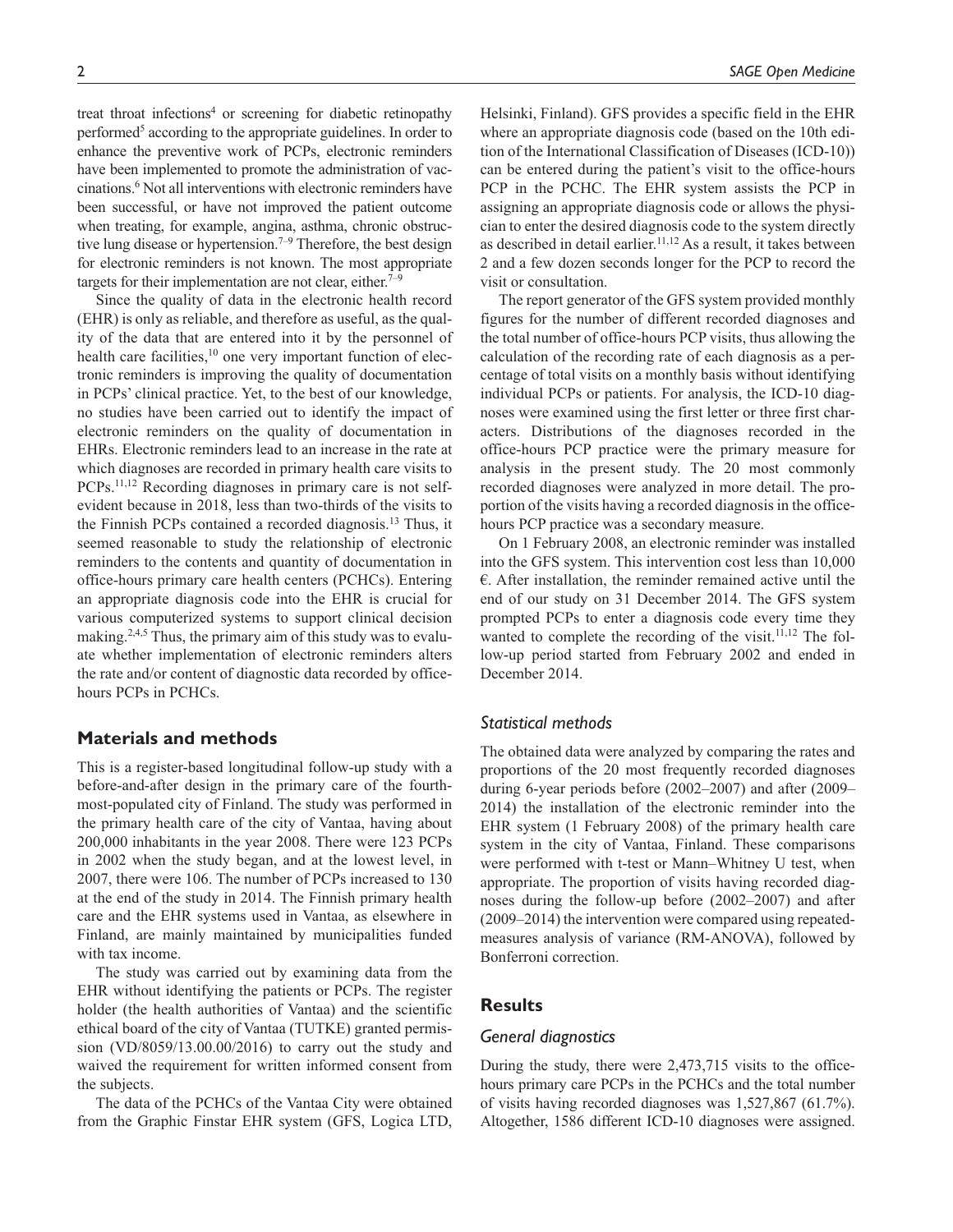treat throat infections[4] or screening for diabetic retinopathy performed[5] according to the appropriate guidelines. In order to enhance the preventive work of PCPs, electronic reminders have been implemented to promote the administration of vaccinations.[6] Not all interventions with electronic reminders have been successful, or have not improved the patient outcome when treating, for example, angina, asthma, chronic obstructive lung disease or hypertension.[7–9] Therefore, the best design for electronic reminders is not known. The most appropriate targets for their implementation are not clear, either.[7–9]

Since the quality of data in the electronic health record (EHR) is only as reliable, and therefore as useful, as the quality of the data that are entered into it by the personnel of health care facilities,[10] one very important function of electronic reminders is improving the quality of documentation in PCPs' clinical practice. Yet, to the best of our knowledge, no studies have been carried out to identify the impact of electronic reminders on the quality of documentation in EHRs. Electronic reminders lead to an increase in the rate at which diagnoses are recorded in primary health care visits to PCPs.[11,12] Recording diagnoses in primary care is not self-evident because in 2018, less than two-thirds of the visits to the Finnish PCPs contained a recorded diagnosis.[13] Thus, it seemed reasonable to study the relationship of electronic reminders to the contents and quantity of documentation in office-hours primary care health centers (PCHCs). Entering an appropriate diagnosis code into the EHR is crucial for various computerized systems to support clinical decision making.[2,4,5] Thus, the primary aim of this study was to evaluate whether implementation of electronic reminders alters the rate and/or content of diagnostic data recorded by office-hours PCPs in PCHCs.

## Materials and methods

This is a register-based longitudinal follow-up study with a before-and-after design in the primary care of the fourth-most-populated city of Finland. The study was performed in the primary health care of the city of Vantaa, having about 200,000 inhabitants in the year 2008. There were 123 PCPs in 2002 when the study began, and at the lowest level, in 2007, there were 106. The number of PCPs increased to 130 at the end of the study in 2014. The Finnish primary health care and the EHR systems used in Vantaa, as elsewhere in Finland, are mainly maintained by municipalities funded with tax income.

The study was carried out by examining data from the EHR without identifying the patients or PCPs. The register holder (the health authorities of Vantaa) and the scientific ethical board of the city of Vantaa (TUTKE) granted permission (VD/8059/13.00.00/2016) to carry out the study and waived the requirement for written informed consent from the subjects.

The data of the PCHCs of the Vantaa City were obtained from the Graphic Finstar EHR system (GFS, Logica LTD, Helsinki, Finland). GFS provides a specific field in the EHR where an appropriate diagnosis code (based on the 10th edition of the International Classification of Diseases (ICD-10)) can be entered during the patient's visit to the office-hours PCP in the PCHC. The EHR system assists the PCP in assigning an appropriate diagnosis code or allows the physician to enter the desired diagnosis code to the system directly as described in detail earlier.[11,12] As a result, it takes between 2 and a few dozen seconds longer for the PCP to record the visit or consultation.

The report generator of the GFS system provided monthly figures for the number of different recorded diagnoses and the total number of office-hours PCP visits, thus allowing the calculation of the recording rate of each diagnosis as a percentage of total visits on a monthly basis without identifying individual PCPs or patients. For analysis, the ICD-10 diagnoses were examined using the first letter or three first characters. Distributions of the diagnoses recorded in the office-hours PCP practice were the primary measure for analysis in the present study. The 20 most commonly recorded diagnoses were analyzed in more detail. The proportion of the visits having a recorded diagnosis in the office-hours PCP practice was a secondary measure.

On 1 February 2008, an electronic reminder was installed into the GFS system. This intervention cost less than 10,000 €. After installation, the reminder remained active until the end of our study on 31 December 2014. The GFS system prompted PCPs to enter a diagnosis code every time they wanted to complete the recording of the visit.[11,12] The follow-up period started from February 2002 and ended in December 2014.

### Statistical methods

The obtained data were analyzed by comparing the rates and proportions of the 20 most frequently recorded diagnoses during 6-year periods before (2002–2007) and after (2009–2014) the installation of the electronic reminder into the EHR system (1 February 2008) of the primary health care system in the city of Vantaa, Finland. These comparisons were performed with t-test or Mann–Whitney U test, when appropriate. The proportion of visits having recorded diagnoses during the follow-up before (2002–2007) and after (2009–2014) the intervention were compared using repeated-measures analysis of variance (RM-ANOVA), followed by Bonferroni correction.

## Results

### General diagnostics

During the study, there were 2,473,715 visits to the office-hours primary care PCPs in the PCHCs and the total number of visits having recorded diagnoses was 1,527,867 (61.7%). Altogether, 1586 different ICD-10 diagnoses were assigned.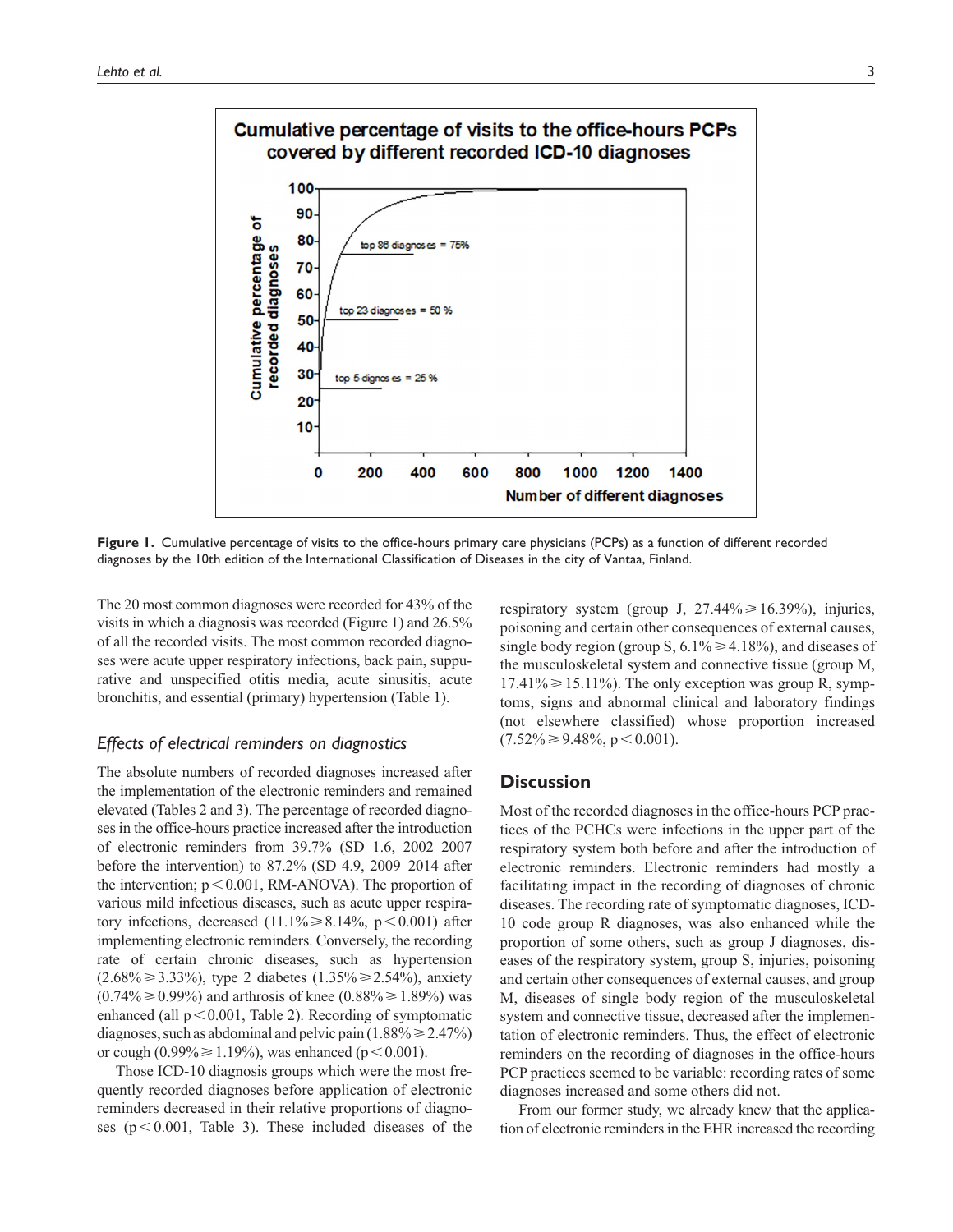**Figure 1.** Cumulative percentage of visits to the office-hours primary care physicians (PCPs) as a function of different recorded diagnoses by the 10th edition of the International Classification of Diseases in the city of Vantaa, Finland.

The 20 most common diagnoses were recorded for 43% of the visits in which a diagnosis was recorded (Figure 1) and 26.5% of all the recorded visits. The most common recorded diagnoses were acute upper respiratory infections, back pain, suppurative and unspecified otitis media, acute sinusitis, acute bronchitis, and essential (primary) hypertension (Table 1).

### *Effects of electrical reminders on diagnostics*

The absolute numbers of recorded diagnoses increased after the implementation of the electronic reminders and remained elevated (Tables 2 and 3). The percentage of recorded diagnoses in the office-hours practice increased after the introduction of electronic reminders from 39.7% (SD 1.6, 2002–2007 before the intervention) to 87.2% (SD 4.9, 2009–2014 after the intervention; $p < 0.001$, RM-ANOVA). The proportion of various mild infectious diseases, such as acute upper respiratory infections, decreased (11.1% ≥ 8.14%, $p < 0.001$) after implementing electronic reminders. Conversely, the recording rate of certain chronic diseases, such as hypertension (2.68% ≥ 3.33%), type 2 diabetes (1.35% ≥ 2.54%), anxiety (0.74% ≥ 0.99%) and arthrosis of knee (0.88% ≥ 1.89%) was enhanced (all $p < 0.001$, Table 2). Recording of symptomatic diagnoses, such as abdominal and pelvic pain (1.88% ≥ 2.47%) or cough (0.99% ≥ 1.19%), was enhanced ($p < 0.001$).

Those ICD-10 diagnosis groups which were the most frequently recorded diagnoses before application of electronic reminders decreased in their relative proportions of diagnoses ($p < 0.001$, Table 3). These included diseases of the respiratory system (group J, 27.44% ≥ 16.39%), injuries, poisoning and certain other consequences of external causes, single body region (group S, 6.1% ≥ 4.18%), and diseases of the musculoskeletal system and connective tissue (group M, 17.41% ≥ 15.11%). The only exception was group R, symptoms, signs and abnormal clinical and laboratory findings (not elsewhere classified) whose proportion increased (7.52% ≥ 9.48%, $p < 0.001$).

## Discussion

Most of the recorded diagnoses in the office-hours PCP practices of the PCHCs were infections in the upper part of the respiratory system both before and after the introduction of electronic reminders. Electronic reminders had mostly a facilitating impact in the recording of diagnoses of chronic diseases. The recording rate of symptomatic diagnoses, ICD-10 code group R diagnoses, was also enhanced while the proportion of some others, such as group J diagnoses, diseases of the respiratory system, group S, injuries, poisoning and certain other consequences of external causes, and group M, diseases of single body region of the musculoskeletal system and connective tissue, decreased after the implementation of electronic reminders. Thus, the effect of electronic reminders on the recording of diagnoses in the office-hours PCP practices seemed to be variable: recording rates of some diagnoses increased and some others did not.

From our former study, we already knew that the application of electronic reminders in the EHR increased the recording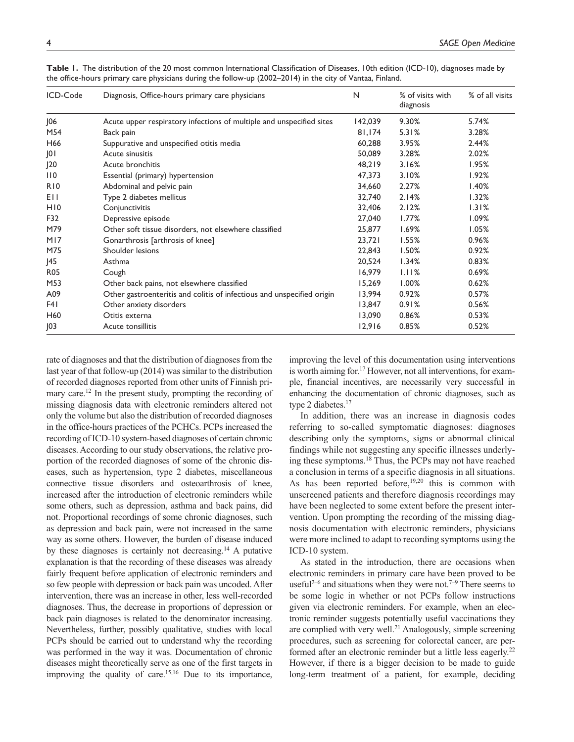**Table 1.** The distribution of the 20 most common International Classification of Diseases, 10th edition (ICD-10), diagnoses made by the office-hours primary care physicians during the follow-up (2002–2014) in the city of Vantaa, Finland.

| ICD-Code | Diagnosis, Office-hours primary care physicians | N | % of visits with diagnosis | % of all visits |
|---|---|---|---|---|
| J06 | Acute upper respiratory infections of multiple and unspecified sites | 142,039 | 9.30% | 5.74% |
| M54 | Back pain | 81,174 | 5.31% | 3.28% |
| H66 | Suppurative and unspecified otitis media | 60,288 | 3.95% | 2.44% |
| J01 | Acute sinusitis | 50,089 | 3.28% | 2.02% |
| J20 | Acute bronchitis | 48,219 | 3.16% | 1.95% |
| I10 | Essential (primary) hypertension | 47,373 | 3.10% | 1.92% |
| R10 | Abdominal and pelvic pain | 34,660 | 2.27% | 1.40% |
| E11 | Type 2 diabetes mellitus | 32,740 | 2.14% | 1.32% |
| H10 | Conjunctivitis | 32,406 | 2.12% | 1.31% |
| F32 | Depressive episode | 27,040 | 1.77% | 1.09% |
| M79 | Other soft tissue disorders, not elsewhere classified | 25,877 | 1.69% | 1.05% |
| M17 | Gonarthrosis [arthrosis of knee] | 23,721 | 1.55% | 0.96% |
| M75 | Shoulder lesions | 22,843 | 1.50% | 0.92% |
| J45 | Asthma | 20,524 | 1.34% | 0.83% |
| R05 | Cough | 16,979 | 1.11% | 0.69% |
| M53 | Other back pains, not elsewhere classified | 15,269 | 1.00% | 0.62% |
| A09 | Other gastroenteritis and colitis of infectious and unspecified origin | 13,994 | 0.92% | 0.57% |
| F41 | Other anxiety disorders | 13,847 | 0.91% | 0.56% |
| H60 | Otitis externa | 13,090 | 0.86% | 0.53% |
| J03 | Acute tonsillitis | 12,916 | 0.85% | 0.52% |

rate of diagnoses and that the distribution of diagnoses from the last year of that follow-up (2014) was similar to the distribution of recorded diagnoses reported from other units of Finnish primary care.[12] In the present study, prompting the recording of missing diagnosis data with electronic reminders altered not only the volume but also the distribution of recorded diagnoses in the office-hours practices of the PCHCs. PCPs increased the recording of ICD-10 system-based diagnoses of certain chronic diseases. According to our study observations, the relative proportion of the recorded diagnoses of some of the chronic diseases, such as hypertension, type 2 diabetes, miscellaneous connective tissue disorders and osteoarthrosis of knee, increased after the introduction of electronic reminders while some others, such as depression, asthma and back pains, did not. Proportional recordings of some chronic diagnoses, such as depression and back pain, were not increased in the same way as some others. However, the burden of disease induced by these diagnoses is certainly not decreasing.[14] A putative explanation is that the recording of these diseases was already fairly frequent before application of electronic reminders and so few people with depression or back pain was uncoded. After intervention, there was an increase in other, less well-recorded diagnoses. Thus, the decrease in proportions of depression or back pain diagnoses is related to the denominator increasing. Nevertheless, further, possibly qualitative, studies with local PCPs should be carried out to understand why the recording was performed in the way it was. Documentation of chronic diseases might theoretically serve as one of the first targets in improving the quality of care.[15,16] Due to its importance, improving the level of this documentation using interventions is worth aiming for.[17] However, not all interventions, for example, financial incentives, are necessarily very successful in enhancing the documentation of chronic diagnoses, such as type 2 diabetes.[17]

In addition, there was an increase in diagnosis codes referring to so-called symptomatic diagnoses: diagnoses describing only the symptoms, signs or abnormal clinical findings while not suggesting any specific illnesses underlying these symptoms.[18] Thus, the PCPs may not have reached a conclusion in terms of a specific diagnosis in all situations. As has been reported before,[19,20] this is common with unscreened patients and therefore diagnosis recordings may have been neglected to some extent before the present intervention. Upon prompting the recording of the missing diagnosis documentation with electronic reminders, physicians were more inclined to adapt to recording symptoms using the ICD-10 system.

As stated in the introduction, there are occasions when electronic reminders in primary care have been proved to be useful[2–6] and situations when they were not.[7–9] There seems to be some logic in whether or not PCPs follow instructions given via electronic reminders. For example, when an electronic reminder suggests potentially useful vaccinations they are complied with very well.[21] Analogously, simple screening procedures, such as screening for colorectal cancer, are performed after an electronic reminder but a little less eagerly.[22] However, if there is a bigger decision to be made to guide long-term treatment of a patient, for example, deciding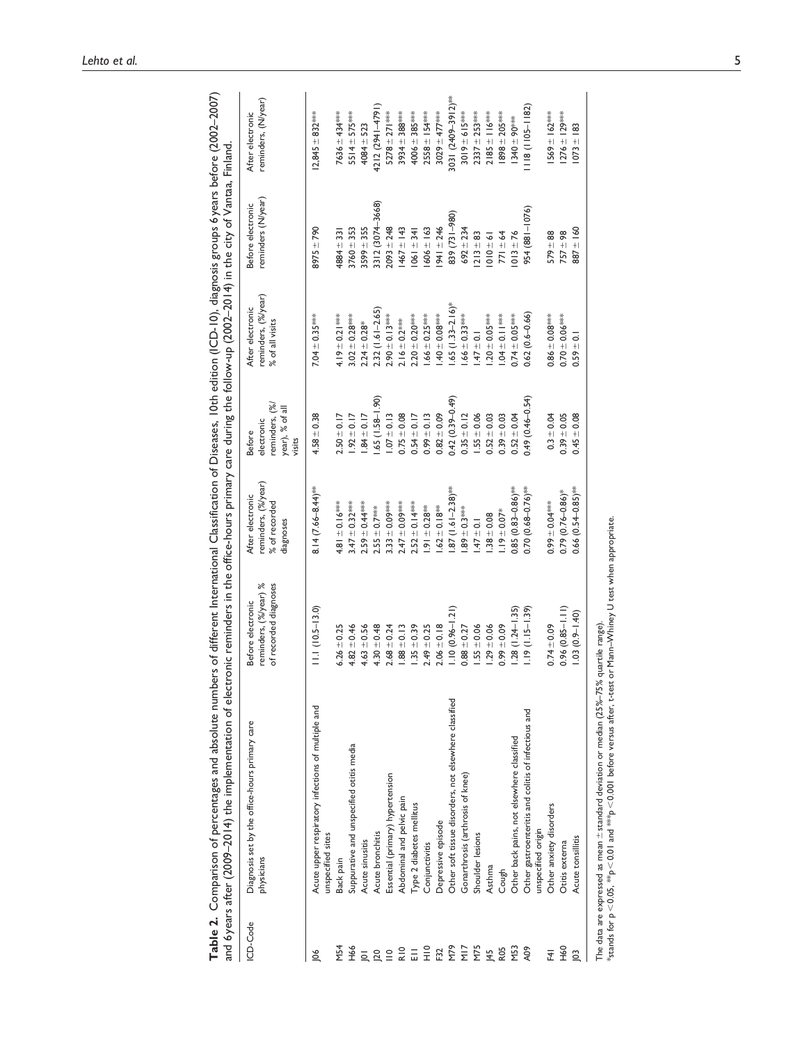**Table 2.** Comparison of percentages and absolute numbers of different International Classification of Diseases, 10th edition (ICD-10), diagnosis groups 6 years before (2002–2007) and 6 years after (2009–2014) the implementation of electronic reminders in the office-hours primary care during the follow-up (2002–2014) in the city of Vantaa, Finland.

| ICD-Code | Diagnosis set by the office-hours primary care physicians | Before electronic reminders, (%/year) % of recorded diagnoses | After electronic reminders, (%/year) % of recorded diagnoses | Before electronic reminders, (%/ year), % of all visits | After electronic reminders, (%/year) % of all visits | Before electronic reminders (N/year) | After electronic reminders, (N/year) |
|---|---|---|---|---|---|---|---|
| J06 | Acute upper respiratory infections of multiple and unspecified sites | 11.1 (10.5–13.0) | 8.14 (7.66–8.44)** | 4.58 ± 0.38 | 7.04 ± 0.35*** | 8975 ± 790 | 12,845 ± 832*** |
| M54 | Back pain | 6.26 ± 0.25 | 4.81 ± 0.16*** | 2.50 ± 0.17 | 4.19 ± 0.21*** | 4884 ± 331 | 7636 ± 434*** |
| H66 | Suppurative and unspecified otitis media | 4.82 ± 0.46 | 3.47 ± 0.32*** | 1.92 ± 0.17 | 3.02 ± 0.28*** | 3760 ± 353 | 5514 ± 575*** |
| J01 | Acute sinusitis | 4.63 ± 0.56 | 2.59 ± 0.44*** | 1.84 ± 0.17 | 2.24 ± 0.28* | 3599 ± 355 | 4084 ± 523 |
| J20 | Acute bronchitis | 4.30 ± 0.48 | 2.55 ± 0.7*** | 1.65 (1.58–1.90) | 2.32 (1.61–2.65) | 3312 (3074–3668) | 4212 (2941–4791) |
| I10 | Essential (primary) hypertension | 2.68 ± 0.24 | 3.33 ± 0.09*** | 1.07 ± 0.13 | 2.90 ± 0.13*** | 2093 ± 248 | 5278 ± 271*** |
| R10 | Abdominal and pelvic pain | 1.88 ± 0.13 | 2.47 ± 0.09*** | 0.75 ± 0.08 | 2.16 ± 0.2*** | 1467 ± 143 | 3934 ± 388*** |
| E11 | Type 2 diabetes mellitus | 1.35 ± 0.39 | 2.52 ± 0.14*** | 0.54 ± 0.17 | 2.20 ± 0.20*** | 1061 ± 341 | 4006 ± 385*** |
| H10 | Conjunctivitis | 2.49 ± 0.25 | 1.91 ± 0.28** | 0.99 ± 0.13 | 1.66 ± 0.25*** | 1606 ± 163 | 2558 ± 154*** |
| F32 | Depressive episode | 2.06 ± 0.18 | 1.62 ± 0.18** | 0.82 ± 0.09 | 1.40 ± 0.08*** | 1941 ± 246 | 3029 ± 477*** |
| M79 | Other soft tissue disorders, not elsewhere classified | 1.10 (0.96–1.21) | 1.87 (1.61–2.38)** | 0.42 (0.39–0.49) | 1.65 (1.33–2.16)* | 839 (731–980) | 3031 (2409–3912)** |
| M17 | Gonarthrosis (arthrosis of knee) | 0.88 ± 0.27 | 1.89 ± 0.3*** | 0.35 ± 0.12 | 1.66 ± 0.33*** | 692 ± 234 | 3019 ± 615*** |
| M75 | Shoulder lesions | 1.55 ± 0.06 | 1.47 ± 0.1 | 1.55 ± 0.06 | 1.47 ± 0.1 | 1213 ± 83 | 2337 ± 253*** |
| J45 | Asthma | 1.29 ± 0.06 | 1.38 ± 0.08 | 0.52 ± 0.03 | 1.20 ± 0.05*** | 1010 ± 61 | 2185 ± 116*** |
| R05 | Cough | 0.99 ± 0.09 | 1.19 ± 0.07* | 0.39 ± 0.03 | 1.04 ± 0.11*** | 771 ± 64 | 1898 ± 205*** |
| M53 | Other back pains, not elsewhere classified | 1.28 (1.24–1.35) | 0.85 (0.83–0.86)** | 0.52 ± 0.04 | 0.74 ± 0.05*** | 1013 ± 76 | 1340 ± 90*** |
| A09 | Other gastroenteritis and colitis of infectious and unspecified origin | 1.19 (1.15–1.39) | 0.70 (0.68–0.76)** | 0.49 (0.46–0.54) | 0.62 (0.6–0.66) | 954 (881–1076) | 1118 (1105–1182) |
| F41 | Other anxiety disorders | 0.74 ± 0.09 | 0.99 ± 0.04*** | 0.3 ± 0.04 | 0.86 ± 0.08*** | 579 ± 88 | 1569 ± 162*** |
| H60 | Otitis externa | 0.96 (0.85–1.11) | 0.79 (0.76–0.86)* | 0.39 ± 0.05 | 0.70 ± 0.06*** | 757 ± 98 | 1276 ± 129*** |
| J03 | Acute tonsillitis | 1.03 (0.9–1.40) | 0.66 (0.54–0.85)** | 0.45 ± 0.08 | 0.59 ± 0.1 | 887 ± 160 | 1073 ± 183 |

The data are expressed as mean ± standard deviation or median (25%–75% quartile range).
*stands for $p < 0.05$, **$p < 0.01$ and ***$p < 0.001$ before versus after, t-test or Mann–Whiney U test when appropriate.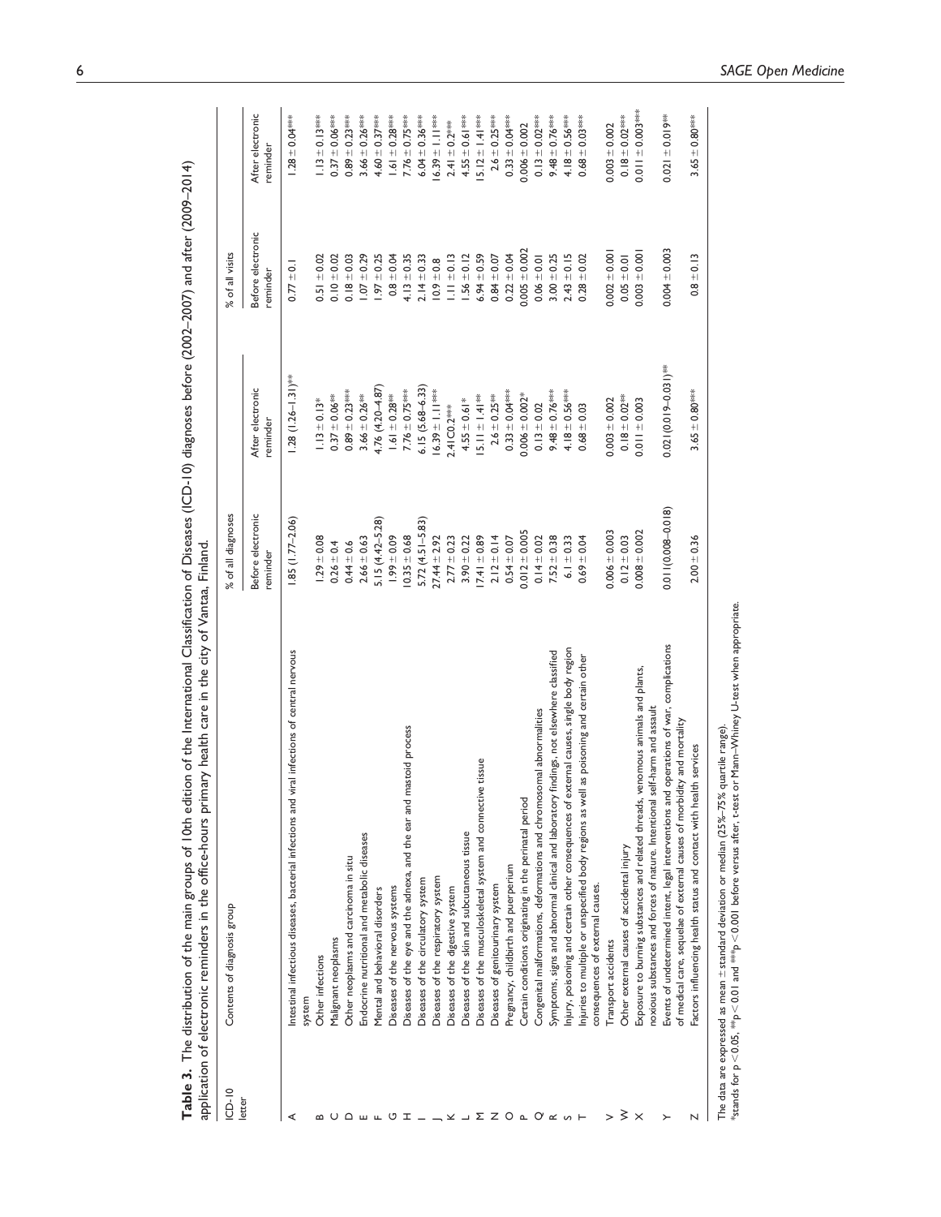**Table 3.** The distribution of the main groups of 10th edition of the International Classification of Diseases (ICD-10) diagnoses before (2002–2007) and after (2009–2014) application of electronic reminders in the office-hours primary health care in the city of Vantaa, Finland.

| ICD-10 letter | Contents of diagnosis group | % of all diagnoses | | % of all visits | |
|---|---|---|---|---|---|
| | | Before electronic reminder | After electronic reminder | Before electronic reminder | After electronic reminder |
| A | Intestinal infectious diseases, bacterial infections and viral infections of central nervous system | 1.85 (1.77–2.06) | 1.28 (1.26–1.31)** | 0.77 ± 0.1 | 1.28 ± 0.04*** |
| B | Other infections | 1.29 ± 0.08 | 1.13 ± 0.13* | 0.51 ± 0.02 | 1.13 ± 0.13*** |
| C | Malignant neoplasms | 0.26 ± 0.4 | 0.37 ± 0.06** | 0.10 ± 0.02 | 0.37 ± 0.06*** |
| D | Other neoplasms and carcinoma in situ | 0.44 ± 0.6 | 0.89 ± 0.23*** | 0.18 ± 0.03 | 0.89 ± 0.23*** |
| E | Endocrine nutritional and metabolic diseases | 2.66 ± 0.63 | 3.66 ± 0.26** | 1.07 ± 0.29 | 3.66 ± 0.26*** |
| F | Mental and behavioral disorders | 5.15 (4.42–5.28) | 4.76 (4.20–4.87) | 1.97 ± 0.25 | 4.60 ± 0.37*** |
| G | Diseases of the nervous systems | 1.99 ± 0.09 | 1.61 ± 0.28** | 0.8 ± 0.04 | 1.61 ± 0.28*** |
| H | Diseases of the eye and the adnexa, and the ear and mastoid process | 10.35 ± 0.68 | 7.76 ± 0.75*** | 4.13 ± 0.35 | 7.76 ± 0.75*** |
| I | Diseases of the circulatory system | 5.72 (4.51–5.83) | 6.15 (5.68–6.33) | 2.14 ± 0.33 | 6.04 ± 0.36*** |
| J | Diseases of the respiratory system | 27.44 ± 2.92 | 16.39 ± 1.11*** | 10.9 ± 0.8 | 16.39 ± 1.11*** |
| K | Diseases of the digestive system | 2.77 ± 0.23 | 2.41C0.2*** | 1.11 ± 0.13 | 2.41 ± 0.2*** |
| L | Diseases of the skin and subcutaneous tissue | 3.90 ± 0.22 | 4.55 ± 0.61* | 1.56 ± 0.12 | 4.55 ± 0.61*** |
| M | Diseases of the musculoskeletal system and connective tissue | 17.41 ± 0.89 | 15.11 ± 1.41** | 6.94 ± 0.59 | 15.12 ± 1.41*** |
| N | Diseases of genitourinary system | 2.12 ± 0.14 | 2.6 ± 0.25** | 0.84 ± 0.07 | 2.6 ± 0.25*** |
| O | Pregnancy, childbirth and puerperium | 0.54 ± 0.07 | 0.33 ± 0.04*** | 0.22 ± 0.04 | 0.33 ± 0.04*** |
| P | Certain conditions originating in the perinatal period | 0.012 ± 0.005 | 0.006 ± 0.002* | 0.005 ± 0.002 | 0.006 ± 0.002 |
| Q | Congenital malformations, deformations and chromosomal abnormalities | 0.14 ± 0.02 | 0.13 ± 0.02 | 0.06 ± 0.01 | 0.13 ± 0.02*** |
| R | Symptoms, signs and abnormal clinical and laboratory findings, not elsewhere classified | 7.52 ± 0.38 | 9.48 ± 0.76*** | 3.00 ± 0.25 | 9.48 ± 0.76*** |
| S | Injury, poisoning and certain other consequences of external causes, single body region | 6.1 ± 0.33 | 4.18 ± 0.56*** | 2.43 ± 0.15 | 4.18 ± 0.56*** |
| T | Injuries to multiple or unspecified body regions as well as poisoning and certain other consequences of external causes. | 0.69 ± 0.04 | 0.68 ± 0.03 | 0.28 ± 0.02 | 0.68 ± 0.03*** |
| V | Transport accidents | 0.006 ± 0.003 | 0.003 ± 0.002 | 0.002 ± 0.001 | 0.003 ± 0.002 |
| W | Other external causes of accidental injury | 0.12 ± 0.03 | 0.18 ± 0.02** | 0.05 ± 0.01 | 0.18 ± 0.02*** |
| X | Exposure to burning substances and related threads, venomous animals and plants, noxious substances and forces of nature. Intentional self-harm and assault | 0.008 ± 0.002 | 0.011 ± 0.003 | 0.003 ± 0.001 | 0.011 ± 0.003*** |
| Y | Events of undetermined intent, legal interventions and operations of war, complications of medical care, sequelae of external causes of morbidity and mortality | 0.011(0.008–0.018) | 0.021(0.019–0.031)** | 0.004 ± 0.003 | 0.021 ± 0.019** |
| Z | Factors influencing health status and contact with health services | 2.00 ± 0.36 | 3.65 ± 0.80*** | 0.8 ± 0.13 | 3.65 ± 0.80*** |

The data are expressed as mean ± standard deviation or median (25%–75% quartile range).
*stands for $p < 0.05$, **$p < 0.01$ and ***$p < 0.001$ before versus after, t-test or Mann–Whitney U-test when appropriate.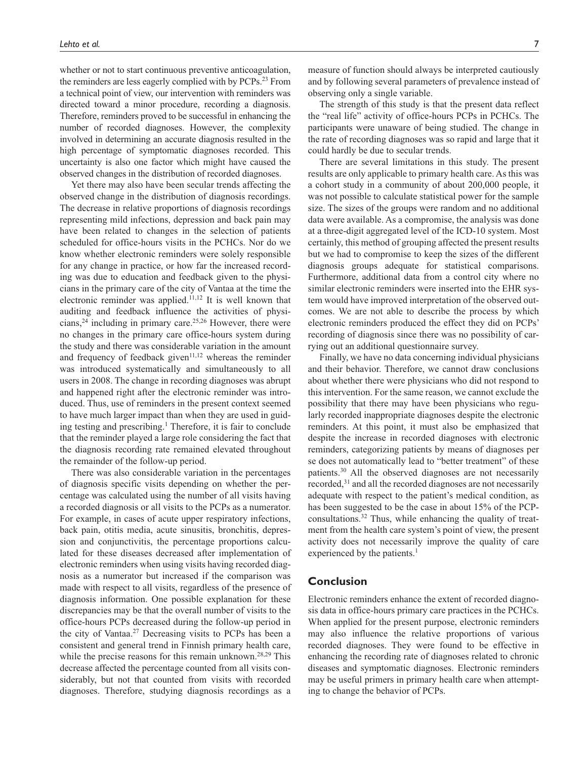whether or not to start continuous preventive anticoagulation, the reminders are less eagerly complied with by PCPs.[23] From a technical point of view, our intervention with reminders was directed toward a minor procedure, recording a diagnosis. Therefore, reminders proved to be successful in enhancing the number of recorded diagnoses. However, the complexity involved in determining an accurate diagnosis resulted in the high percentage of symptomatic diagnoses recorded. This uncertainty is also one factor which might have caused the observed changes in the distribution of recorded diagnoses.

Yet there may also have been secular trends affecting the observed change in the distribution of diagnosis recordings. The decrease in relative proportions of diagnosis recordings representing mild infections, depression and back pain may have been related to changes in the selection of patients scheduled for office-hours visits in the PCHCs. Nor do we know whether electronic reminders were solely responsible for any change in practice, or how far the increased recording was due to education and feedback given to the physicians in the primary care of the city of Vantaa at the time the electronic reminder was applied.[11,12] It is well known that auditing and feedback influence the activities of physicians,[24] including in primary care.[25,26] However, there were no changes in the primary care office-hours system during the study and there was considerable variation in the amount and frequency of feedback given[11,12] whereas the reminder was introduced systematically and simultaneously to all users in 2008. The change in recording diagnoses was abrupt and happened right after the electronic reminder was introduced. Thus, use of reminders in the present context seemed to have much larger impact than when they are used in guiding testing and prescribing.[1] Therefore, it is fair to conclude that the reminder played a large role considering the fact that the diagnosis recording rate remained elevated throughout the remainder of the follow-up period.

There was also considerable variation in the percentages of diagnosis specific visits depending on whether the percentage was calculated using the number of all visits having a recorded diagnosis or all visits to the PCPs as a numerator. For example, in cases of acute upper respiratory infections, back pain, otitis media, acute sinusitis, bronchitis, depression and conjunctivitis, the percentage proportions calculated for these diseases decreased after implementation of electronic reminders when using visits having recorded diagnosis as a numerator but increased if the comparison was made with respect to all visits, regardless of the presence of diagnosis information. One possible explanation for these discrepancies may be that the overall number of visits to the office-hours PCPs decreased during the follow-up period in the city of Vantaa.[27] Decreasing visits to PCPs has been a consistent and general trend in Finnish primary health care, while the precise reasons for this remain unknown.[28,29] This decrease affected the percentage counted from all visits considerably, but not that counted from visits with recorded diagnoses. Therefore, studying diagnosis recordings as a measure of function should always be interpreted cautiously and by following several parameters of prevalence instead of observing only a single variable.

The strength of this study is that the present data reflect the "real life" activity of office-hours PCPs in PCHCs. The participants were unaware of being studied. The change in the rate of recording diagnoses was so rapid and large that it could hardly be due to secular trends.

There are several limitations in this study. The present results are only applicable to primary health care. As this was a cohort study in a community of about 200,000 people, it was not possible to calculate statistical power for the sample size. The sizes of the groups were random and no additional data were available. As a compromise, the analysis was done at a three-digit aggregated level of the ICD-10 system. Most certainly, this method of grouping affected the present results but we had to compromise to keep the sizes of the different diagnosis groups adequate for statistical comparisons. Furthermore, additional data from a control city where no similar electronic reminders were inserted into the EHR system would have improved interpretation of the observed outcomes. We are not able to describe the process by which electronic reminders produced the effect they did on PCPs' recording of diagnosis since there was no possibility of carrying out an additional questionnaire survey.

Finally, we have no data concerning individual physicians and their behavior. Therefore, we cannot draw conclusions about whether there were physicians who did not respond to this intervention. For the same reason, we cannot exclude the possibility that there may have been physicians who regularly recorded inappropriate diagnoses despite the electronic reminders. At this point, it must also be emphasized that despite the increase in recorded diagnoses with electronic reminders, categorizing patients by means of diagnoses per se does not automatically lead to "better treatment" of these patients.[30] All the observed diagnoses are not necessarily recorded,[31] and all the recorded diagnoses are not necessarily adequate with respect to the patient's medical condition, as has been suggested to be the case in about 15% of the PCP-consultations.[32] Thus, while enhancing the quality of treatment from the health care system's point of view, the present activity does not necessarily improve the quality of care experienced by the patients.[1]

## Conclusion

Electronic reminders enhance the extent of recorded diagnosis data in office-hours primary care practices in the PCHCs. When applied for the present purpose, electronic reminders may also influence the relative proportions of various recorded diagnoses. They were found to be effective in enhancing the recording rate of diagnoses related to chronic diseases and symptomatic diagnoses. Electronic reminders may be useful primers in primary health care when attempting to change the behavior of PCPs.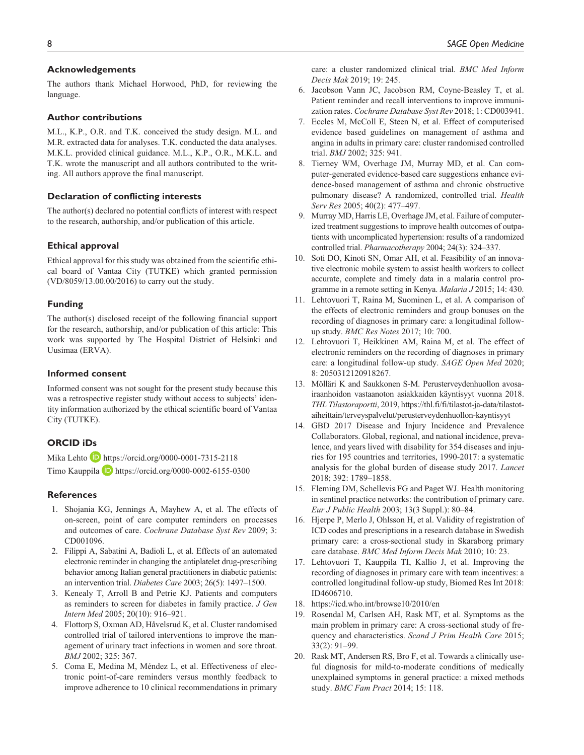## Acknowledgements

The authors thank Michael Horwood, PhD, for reviewing the language.

## Author contributions

M.L., K.P., O.R. and T.K. conceived the study design. M.L. and M.R. extracted data for analyses. T.K. conducted the data analyses. M.K.L. provided clinical guidance. M.L., K.P., O.R., M.K.L. and T.K. wrote the manuscript and all authors contributed to the writing. All authors approve the final manuscript.

## Declaration of conflicting interests

The author(s) declared no potential conflicts of interest with respect to the research, authorship, and/or publication of this article.

## Ethical approval

Ethical approval for this study was obtained from the scientific ethical board of Vantaa City (TUTKE) which granted permission (VD/8059/13.00.00/2016) to carry out the study.

## Funding

The author(s) disclosed receipt of the following financial support for the research, authorship, and/or publication of this article: This work was supported by The Hospital District of Helsinki and Uusimaa (ERVA).

## Informed consent

Informed consent was not sought for the present study because this was a retrospective register study without access to subjects' identity information authorized by the ethical scientific board of Vantaa City (TUTKE).

## ORCID iDs

Mika Lehto https://orcid.org/0000-0001-7315-2118

Timo Kauppila https://orcid.org/0000-0002-6155-0300

## References

1. Shojania KG, Jennings A, Mayhew A, et al. The effects of on-screen, point of care computer reminders on processes and outcomes of care. *Cochrane Database Syst Rev* 2009; 3: CD001096.
2. Filippi A, Sabatini A, Badioli L, et al. Effects of an automated electronic reminder in changing the antiplatelet drug-prescribing behavior among Italian general practitioners in diabetic patients: an intervention trial. *Diabetes Care* 2003; 26(5): 1497–1500.
3. Kenealy T, Arroll B and Petrie KJ. Patients and computers as reminders to screen for diabetes in family practice. *J Gen Intern Med* 2005; 20(10): 916–921.
4. Flottorp S, Oxman AD, Håvelsrud K, et al. Cluster randomised controlled trial of tailored interventions to improve the management of urinary tract infections in women and sore throat. *BMJ* 2002; 325: 367.
5. Coma E, Medina M, Méndez L, et al. Effectiveness of electronic point-of-care reminders versus monthly feedback to improve adherence to 10 clinical recommendations in primary care: a cluster randomized clinical trial. *BMC Med Inform Decis Mak* 2019; 19: 245.
6. Jacobson Vann JC, Jacobson RM, Coyne-Beasley T, et al. Patient reminder and recall interventions to improve immunization rates. *Cochrane Database Syst Rev* 2018; 1: CD003941.
7. Eccles M, McColl E, Steen N, et al. Effect of computerised evidence based guidelines on management of asthma and angina in adults in primary care: cluster randomised controlled trial. *BMJ* 2002; 325: 941.
8. Tierney WM, Overhage JM, Murray MD, et al. Can computer-generated evidence-based care suggestions enhance evidence-based management of asthma and chronic obstructive pulmonary disease? A randomized, controlled trial. *Health Serv Res* 2005; 40(2): 477–497.
9. Murray MD, Harris LE, Overhage JM, et al. Failure of computerized treatment suggestions to improve health outcomes of outpatients with uncomplicated hypertension: results of a randomized controlled trial. *Pharmacotherapy* 2004; 24(3): 324–337.
10. Soti DO, Kinoti SN, Omar AH, et al. Feasibility of an innovative electronic mobile system to assist health workers to collect accurate, complete and timely data in a malaria control programme in a remote setting in Kenya. *Malaria J* 2015; 14: 430.
11. Lehtovuori T, Raina M, Suominen L, et al. A comparison of the effects of electronic reminders and group bonuses on the recording of diagnoses in primary care: a longitudinal follow-up study. *BMC Res Notes* 2017; 10: 700.
12. Lehtovuori T, Heikkinen AM, Raina M, et al. The effect of electronic reminders on the recording of diagnoses in primary care: a longitudinal follow-up study. *SAGE Open Med* 2020; 8: 2050312120918267.
13. Mölläri K and Saukkonen S-M. Perusterveydenhuollon avosairaanhoidon vastaanoton asiakkaiden käyntisyyt vuonna 2018. *THL Tilastoraportti*, 2019, https://thl.fi/fi/tilastot-ja-data/tilastot-aiheittain/terveyspalvelut/perusterveydenhuollon-kayntisyyt
14. GBD 2017 Disease and Injury Incidence and Prevalence Collaborators. Global, regional, and national incidence, prevalence, and years lived with disability for 354 diseases and injuries for 195 countries and territories, 1990-2017: a systematic analysis for the global burden of disease study 2017. *Lancet* 2018; 392: 1789–1858.
15. Fleming DM, Schellevis FG and Paget WJ. Health monitoring in sentinel practice networks: the contribution of primary care. *Eur J Public Health* 2003; 13(3 Suppl.): 80–84.
16. Hjerpe P, Merlo J, Ohlsson H, et al. Validity of registration of ICD codes and prescriptions in a research database in Swedish primary care: a cross-sectional study in Skaraborg primary care database. *BMC Med Inform Decis Mak* 2010; 10: 23.
17. Lehtovuori T, Kauppila TI, Kallio J, et al. Improving the recording of diagnoses in primary care with team incentives: a controlled longitudinal follow-up study, Biomed Res Int 2018: ID4606710.
18. https://icd.who.int/browse10/2010/en
19. Rosendal M, Carlsen AH, Rask MT, et al. Symptoms as the main problem in primary care: A cross-sectional study of frequency and characteristics. *Scand J Prim Health Care* 2015; 33(2): 91–99.
20. Rask MT, Andersen RS, Bro F, et al. Towards a clinically useful diagnosis for mild-to-moderate conditions of medically unexplained symptoms in general practice: a mixed methods study. *BMC Fam Pract* 2014; 15: 118.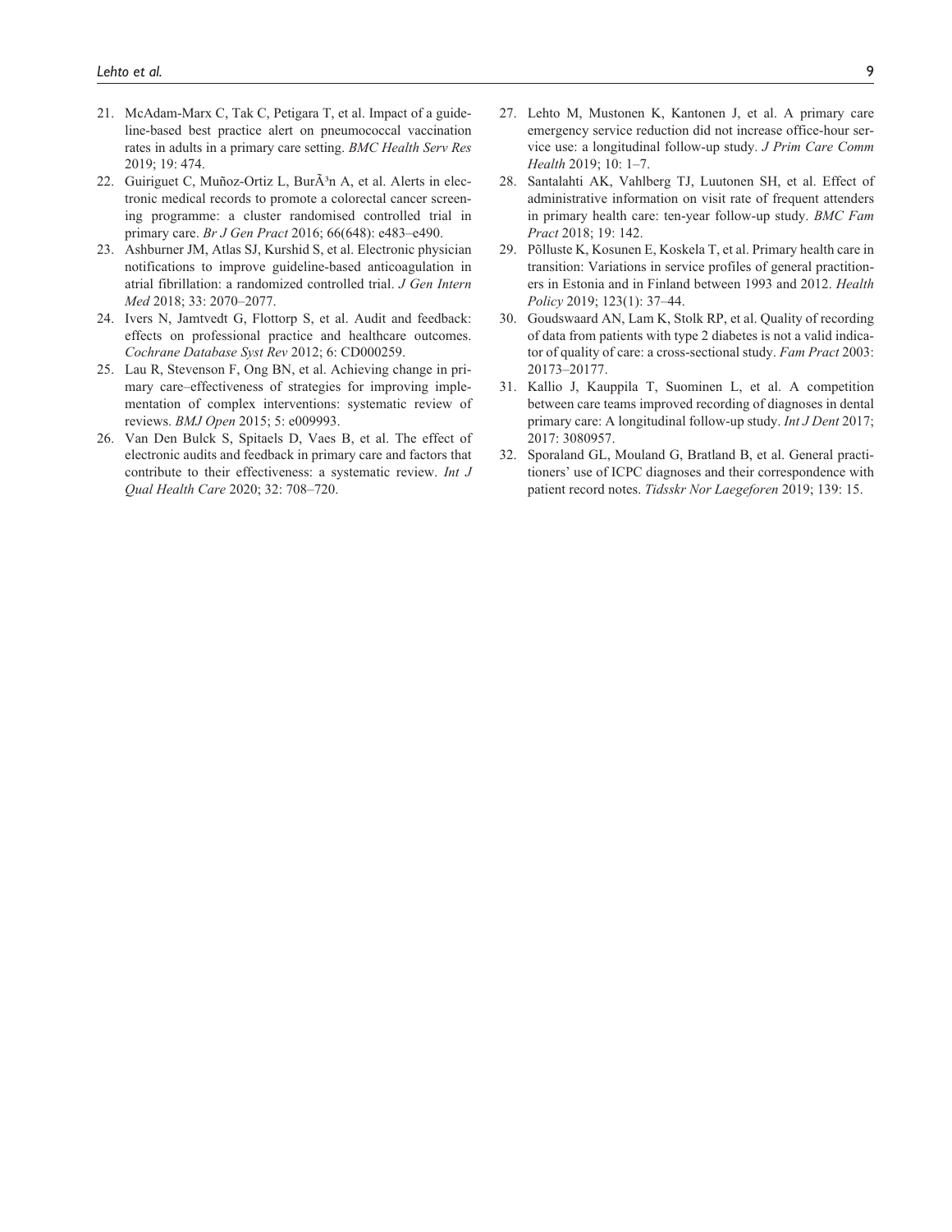21. McAdam-Marx C, Tak C, Petigara T, et al. Impact of a guideline-based best practice alert on pneumococcal vaccination rates in adults in a primary care setting. *BMC Health Serv Res* 2019; 19: 474.
22. Guiriguet C, Muñoz-Ortiz L, BurÃ³n A, et al. Alerts in electronic medical records to promote a colorectal cancer screening programme: a cluster randomised controlled trial in primary care. *Br J Gen Pract* 2016; 66(648): e483–e490.
23. Ashburner JM, Atlas SJ, Kurshid S, et al. Electronic physician notifications to improve guideline-based anticoagulation in atrial fibrillation: a randomized controlled trial. *J Gen Intern Med* 2018; 33: 2070–2077.
24. Ivers N, Jamtvedt G, Flottorp S, et al. Audit and feedback: effects on professional practice and healthcare outcomes. *Cochrane Database Syst Rev* 2012; 6: CD000259.
25. Lau R, Stevenson F, Ong BN, et al. Achieving change in primary care–effectiveness of strategies for improving implementation of complex interventions: systematic review of reviews. *BMJ Open* 2015; 5: e009993.
26. Van Den Bulck S, Spitaels D, Vaes B, et al. The effect of electronic audits and feedback in primary care and factors that contribute to their effectiveness: a systematic review. *Int J Qual Health Care* 2020; 32: 708–720.
27. Lehto M, Mustonen K, Kantonen J, et al. A primary care emergency service reduction did not increase office-hour service use: a longitudinal follow-up study. *J Prim Care Comm Health* 2019; 10: 1–7.
28. Santalahti AK, Vahlberg TJ, Luutonen SH, et al. Effect of administrative information on visit rate of frequent attenders in primary health care: ten-year follow-up study. *BMC Fam Pract* 2018; 19: 142.
29. Põlluste K, Kosunen E, Koskela T, et al. Primary health care in transition: Variations in service profiles of general practitioners in Estonia and in Finland between 1993 and 2012. *Health Policy* 2019; 123(1): 37–44.
30. Goudswaard AN, Lam K, Stolk RP, et al. Quality of recording of data from patients with type 2 diabetes is not a valid indicator of quality of care: a cross-sectional study. *Fam Pract* 2003: 20173–20177.
31. Kallio J, Kauppila T, Suominen L, et al. A competition between care teams improved recording of diagnoses in dental primary care: A longitudinal follow-up study. *Int J Dent* 2017; 2017: 3080957.
32. Sporaland GL, Mouland G, Bratland B, et al. General practitioners' use of ICPC diagnoses and their correspondence with patient record notes. *Tidsskr Nor Laegeforen* 2019; 139: 15.